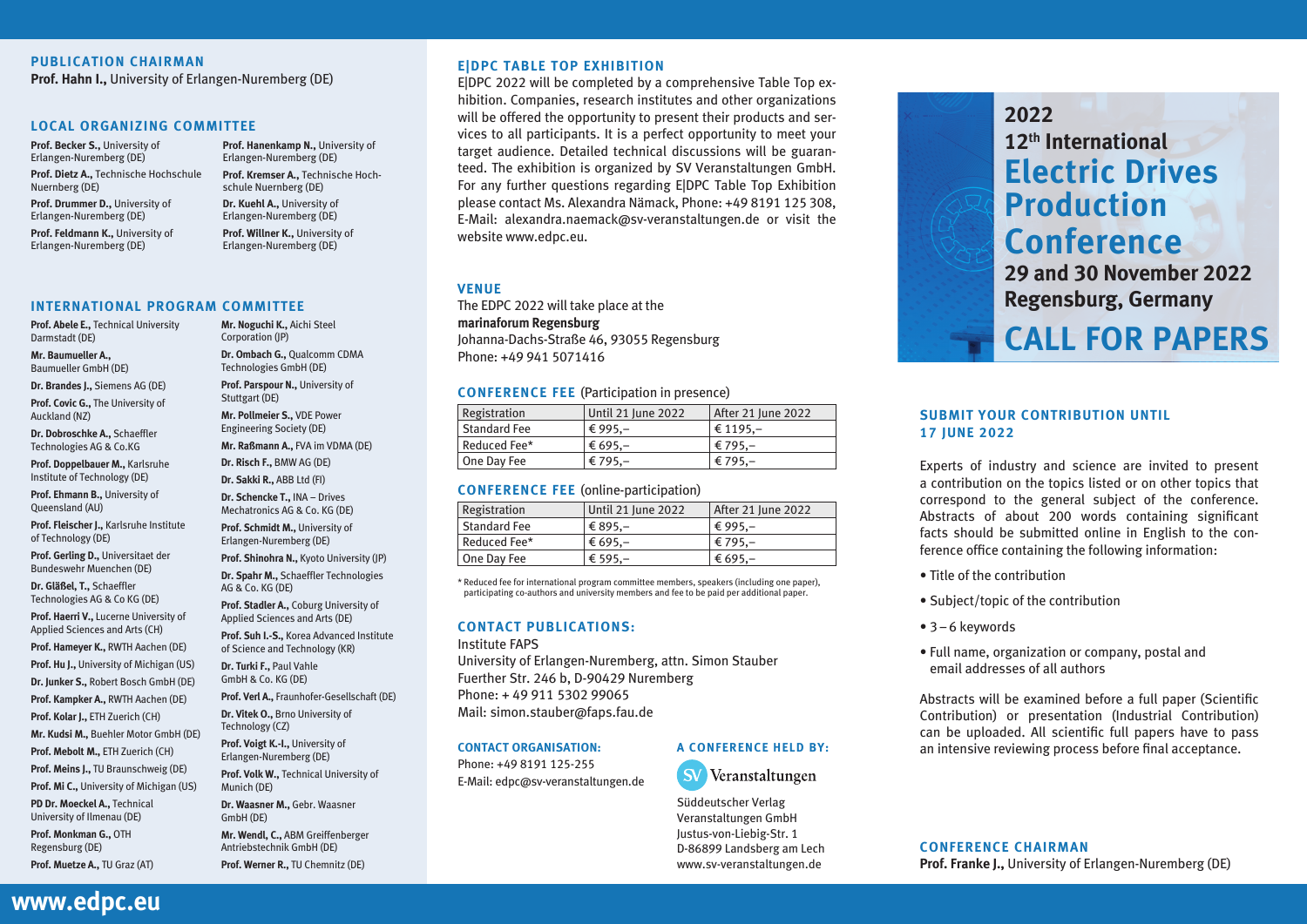## PUBLICATION CHAIRMAN

**Prof. Hahn I.,** University of Erlangen-Nuremberg (DE)

## LOCAL ORGANIZING COMMITTEE

**Prof. Becker S.,** University of Erlangen-Nuremberg (DE)
**Prof. Dietz A.,** Technische Hochschule Nuernberg (DE)
**Prof. Drummer D.,** University of Erlangen-Nuremberg (DE)
**Prof. Feldmann K.,** University of Erlangen-Nuremberg (DE)
**Prof. Hanenkamp N.,** University of Erlangen-Nuremberg (DE)
**Prof. Kremser A.,** Technische Hochschule Nuernberg (DE)
**Dr. Kuehl A.,** University of Erlangen-Nuremberg (DE)
**Prof. Willner K.,** University of Erlangen-Nuremberg (DE)

## INTERNATIONAL PROGRAM COMMITTEE

**Prof. Abele E.,** Technical University Darmstadt (DE)
**Mr. Baumueller A.,** Baumueller GmbH (DE)
**Dr. Brandes J.,** Siemens AG (DE)
**Prof. Covic G.,** The University of Auckland (NZ)
**Dr. Dobroschke A.,** Schaeffler Technologies AG & Co.KG
**Prof. Doppelbauer M.,** Karlsruhe Institute of Technology (DE)
**Prof. Ehmann B.,** University of Queensland (AU)
**Prof. Fleischer J.,** Karlsruhe Institute of Technology (DE)
**Prof. Gerling D.,** Universitaet der Bundeswehr Muenchen (DE)
**Dr. Gläßel, T.,** Schaeffler Technologies AG & Co KG (DE)
**Prof. Haerri V.,** Lucerne University of Applied Sciences and Arts (CH)
**Prof. Hameyer K.,** RWTH Aachen (DE)
**Prof. Hu J.,** University of Michigan (US)
**Dr. Junker S.,** Robert Bosch GmbH (DE)
**Prof. Kampker A.,** RWTH Aachen (DE)
**Prof. Kolar J.,** ETH Zuerich (CH)
**Mr. Kudsi M.,** Buehler Motor GmbH (DE)
**Prof. Mebolt M.,** ETH Zuerich (CH)
**Prof. Meins J.,** TU Braunschweig (DE)
**Prof. Mi C.,** University of Michigan (US)
**PD Dr. Moeckel A.,** Technical University of Ilmenau (DE)
**Prof. Monkman G.,** OTH Regensburg (DE)
**Prof. Muetze A.,** TU Graz (AT)
**Mr. Noguchi K.,** Aichi Steel Corporation (JP)
**Dr. Ombach G.,** Qualcomm CDMA Technologies GmbH (DE)
**Prof. Parspour N.,** University of Stuttgart (DE)
**Mr. Pollmeier S.,** VDE Power Engineering Society (DE)
**Mr. Raßmann A.,** FVA im VDMA (DE)
**Dr. Risch F.,** BMW AG (DE)
**Dr. Sakki R.,** ABB Ltd (FI)
**Dr. Schencke T.,** INA – Drives Mechatronics AG & Co. KG (DE)
**Prof. Schmidt M.,** University of Erlangen-Nuremberg (DE)
**Prof. Shinohra N.,** Kyoto University (JP)
**Dr. Spahr M.,** Schaeffler Technologies AG & Co. KG (DE)
**Prof. Stadler A.,** Coburg University of Applied Sciences and Arts (DE)
**Prof. Suh I.-S.,** Korea Advanced Institute of Science and Technology (KR)
**Dr. Turki F.,** Paul Vahle GmbH & Co. KG (DE)
**Prof. Verl A.,** Fraunhofer-Gesellschaft (DE)
**Dr. Vitek O.,** Brno University of Technology (CZ)
**Prof. Voigt K.-I.,** University of Erlangen-Nuremberg (DE)
**Prof. Volk W.,** Technical University of Munich (DE)
**Dr. Waasner M.,** Gebr. Waasner GmbH (DE)
**Mr. Wendl, C.,** ABM Greiffenberger Antriebstechnik GmbH (DE)
**Prof. Werner R.,** TU Chemnitz (DE)

www.edpc.eu

## E|DPC TABLE TOP EXHIBITION

E|DPC 2022 will be completed by a comprehensive Table Top exhibition. Companies, research institutes and other organizations will be offered the opportunity to present their products and services to all participants. It is a perfect opportunity to meet your target audience. Detailed technical discussions will be guaranteed. The exhibition is organized by SV Veranstaltungen GmbH. For any further questions regarding E|DPC Table Top Exhibition please contact Ms. Alexandra Nämack, Phone: +49 8191 125 308, E-Mail: alexandra.naemack@sv-veranstaltungen.de or visit the website www.edpc.eu.

## VENUE

The EDPC 2022 will take place at the
**marinaforum Regensburg**
Johanna-Dachs-Straße 46, 93055 Regensburg
Phone: +49 941 5071416

## CONFERENCE FEE (Participation in presence)

| Registration | Until 21 June 2022 | After 21 June 2022 |
|---|---|---|
| Standard Fee | € 995,– | € 1195,– |
| Reduced Fee* | € 695,– | € 795,– |
| One Day Fee | € 795,– | € 795,– |

## CONFERENCE FEE (online-participation)

| Registration | Until 21 June 2022 | After 21 June 2022 |
|---|---|---|
| Standard Fee | € 895,– | € 995,– |
| Reduced Fee* | € 695,– | € 795,– |
| One Day Fee | € 595,– | € 695,– |

\* Reduced fee for international program committee members, speakers (including one paper), participating co-authors and university members and fee to be paid per additional paper.

## CONTACT PUBLICATIONS:

Institute FAPS
University of Erlangen-Nuremberg, attn. Simon Stauber
Fuerther Str. 246 b, D-90429 Nuremberg
Phone: + 49 911 5302 99065
Mail: simon.stauber@faps.fau.de

## CONTACT ORGANISATION:

Phone: +49 8191 125-255
E-Mail: edpc@sv-veranstaltungen.de

## A CONFERENCE HELD BY:

SV Veranstaltungen

Süddeutscher Verlag
Veranstaltungen GmbH
Justus-von-Liebig-Str. 1
D-86899 Landsberg am Lech
www.sv-veranstaltungen.de

# 2022 12th International Electric Drives Production Conference

**29 and 30 November 2022**
**Regensburg, Germany**

# CALL FOR PAPERS

## SUBMIT YOUR CONTRIBUTION UNTIL 17 JUNE 2022

Experts of industry and science are invited to present a contribution on the topics listed or on other topics that correspond to the general subject of the conference. Abstracts of about 200 words containing significant facts should be submitted online in English to the conference office containing the following information:

- Title of the contribution
- Subject/topic of the contribution
- 3 – 6 keywords
- Full name, organization or company, postal and email addresses of all authors

Abstracts will be examined before a full paper (Scientific Contribution) or presentation (Industrial Contribution) can be uploaded. All scientific full papers have to pass an intensive reviewing process before final acceptance.

## CONFERENCE CHAIRMAN

**Prof. Franke J.,** University of Erlangen-Nuremberg (DE)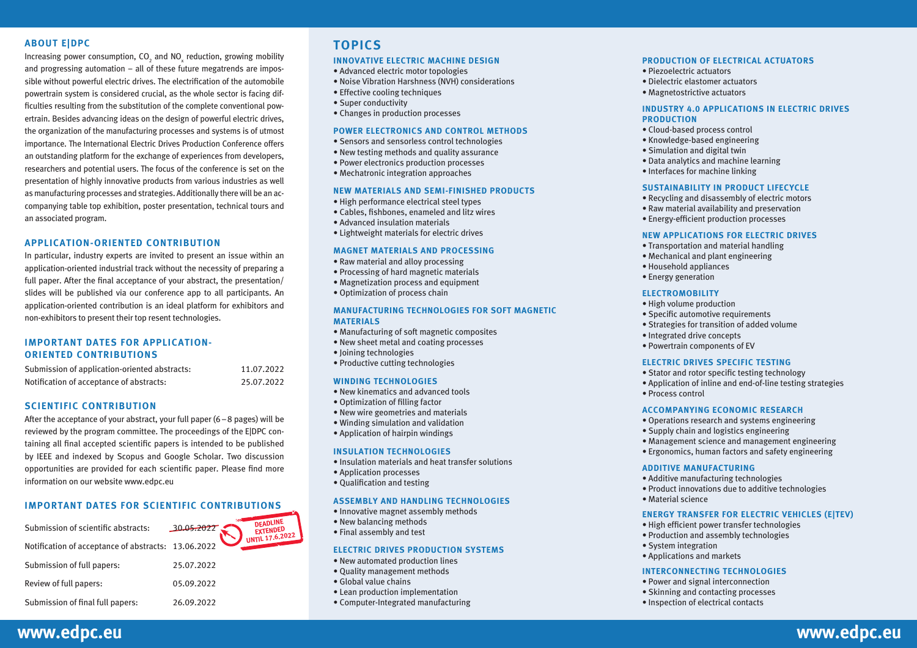## ABOUT E|DPC

Increasing power consumption, $CO_2$ and $NO_x$ reduction, growing mobility and progressing automation – all of these future megatrends are impossible without powerful electric drives. The electrification of the automobile powertrain system is considered crucial, as the whole sector is facing difficulties resulting from the substitution of the complete conventional powertrain. Besides advancing ideas on the design of powerful electric drives, the organization of the manufacturing processes and systems is of utmost importance. The International Electric Drives Production Conference offers an outstanding platform for the exchange of experiences from developers, researchers and potential users. The focus of the conference is set on the presentation of highly innovative products from various industries as well as manufacturing processes and strategies. Additionally there will be an accompanying table top exhibition, poster presentation, technical tours and an associated program.

## APPLICATION-ORIENTED CONTRIBUTION

In particular, industry experts are invited to present an issue within an application-oriented industrial track without the necessity of preparing a full paper. After the final acceptance of your abstract, the presentation/slides will be published via our conference app to all participants. An application-oriented contribution is an ideal platform for exhibitors and non-exhibitors to present their top resent technologies.

## IMPORTANT DATES FOR APPLICATION-ORIENTED CONTRIBUTIONS

| | |
|---|---|
| Submission of application-oriented abstracts: | 11.07.2022 |
| Notification of acceptance of abstracts: | 25.07.2022 |

## SCIENTIFIC CONTRIBUTION

After the acceptance of your abstract, your full paper (6 – 8 pages) will be reviewed by the program committee. The proceedings of the E|DPC containing all final accepted scientific papers is intended to be published by IEEE and indexed by Scopus and Google Scholar. Two discussion opportunities are provided for each scientific paper. Please find more information on our website www.edpc.eu

## IMPORTANT DATES FOR SCIENTIFIC CONTRIBUTIONS

| | |
|---|---|
| Submission of scientific abstracts: | ~~30.05.2022~~ DEADLINE EXTENDED UNTIL 17.6.2022 |
| Notification of acceptance of abstracts: | 13.06.2022 |
| Submission of full papers: | 25.07.2022 |
| Review of full papers: | 05.09.2022 |
| Submission of final full papers: | 26.09.2022 |

# TOPICS

### INNOVATIVE ELECTRIC MACHINE DESIGN

- Advanced electric motor topologies
- Noise Vibration Harshness (NVH) considerations
- Effective cooling techniques
- Super conductivity
- Changes in production processes

### POWER ELECTRONICS AND CONTROL METHODS

- Sensors and sensorless control technologies
- New testing methods and quality assurance
- Power electronics production processes
- Mechatronic integration approaches

### NEW MATERIALS AND SEMI-FINISHED PRODUCTS

- High performance electrical steel types
- Cables, fishbones, enameled and litz wires
- Advanced insulation materials
- Lightweight materials for electric drives

### MAGNET MATERIALS AND PROCESSING

- Raw material and alloy processing
- Processing of hard magnetic materials
- Magnetization process and equipment
- Optimization of process chain

### MANUFACTURING TECHNOLOGIES FOR SOFT MAGNETIC MATERIALS

- Manufacturing of soft magnetic composites
- New sheet metal and coating processes
- Joining technologies
- Productive cutting technologies

### WINDING TECHNOLOGIES

- New kinematics and advanced tools
- Optimization of filling factor
- New wire geometries and materials
- Winding simulation and validation
- Application of hairpin windings

### INSULATION TECHNOLOGIES

- Insulation materials and heat transfer solutions
- Application processes
- Qualification and testing

### ASSEMBLY AND HANDLING TECHNOLOGIES

- Innovative magnet assembly methods
- New balancing methods
- Final assembly and test

### ELECTRIC DRIVES PRODUCTION SYSTEMS

- New automated production lines
- Quality management methods
- Global value chains
- Lean production implementation
- Computer-Integrated manufacturing

### PRODUCTION OF ELECTRICAL ACTUATORS

- Piezoelectric actuators
- Dielectric elastomer actuators
- Magnetostrictive actuators

### INDUSTRY 4.0 APPLICATIONS IN ELECTRIC DRIVES PRODUCTION

- Cloud-based process control
- Knowledge-based engineering
- Simulation and digital twin
- Data analytics and machine learning
- Interfaces for machine linking

### SUSTAINABILITY IN PRODUCT LIFECYCLE

- Recycling and disassembly of electric motors
- Raw material availability and preservation
- Energy-efficient production processes

### NEW APPLICATIONS FOR ELECTRIC DRIVES

- Transportation and material handling
- Mechanical and plant engineering
- Household appliances
- Energy generation

### ELECTROMOBILITY

- High volume production
- Specific automotive requirements
- Strategies for transition of added volume
- Integrated drive concepts
- Powertrain components of EV

### ELECTRIC DRIVES SPECIFIC TESTING

- Stator and rotor specific testing technology
- Application of inline and end-of-line testing strategies
- Process control

### ACCOMPANYING ECONOMIC RESEARCH

- Operations research and systems engineering
- Supply chain and logistics engineering
- Management science and management engineering
- Ergonomics, human factors and safety engineering

### ADDITIVE MANUFACTURING

- Additive manufacturing technologies
- Product innovations due to additive technologies
- Material science

### ENERGY TRANSFER FOR ELECTRIC VEHICLES (E|TEV)

- High efficient power transfer technologies
- Production and assembly technologies
- System integration
- Applications and markets

### INTERCONNECTING TECHNOLOGIES

- Power and signal interconnection
- Skinning and contacting processes
- Inspection of electrical contacts

www.edpc.eu